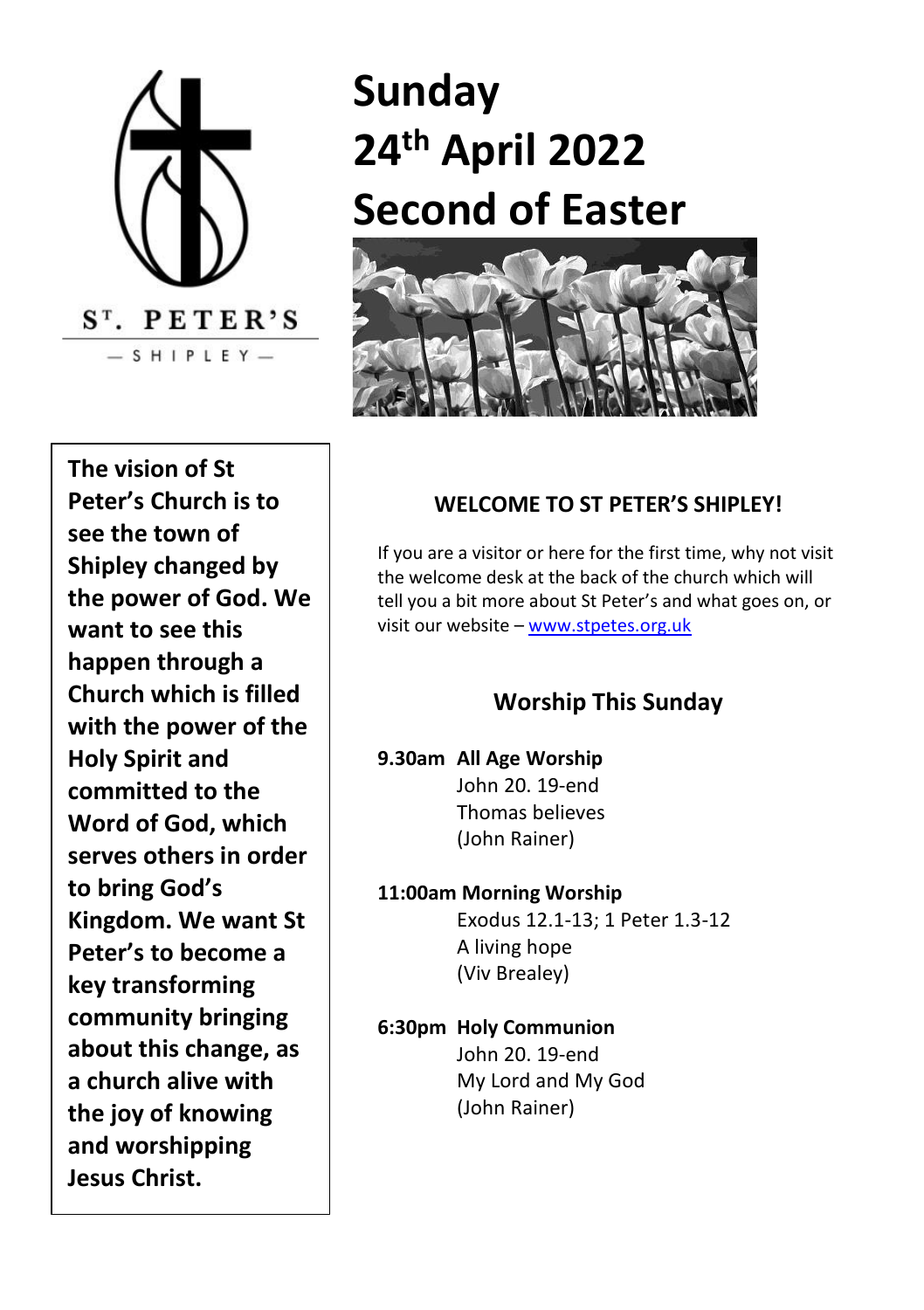ST. PETER'S

— SHIPLEY —

# Sunday
# 24th April 2022
# Second of Easter

**The vision of St Peter's Church is to see the town of Shipley changed by the power of God. We want to see this happen through a Church which is filled with the power of the Holy Spirit and committed to the Word of God, which serves others in order to bring God's Kingdom. We want St Peter's to become a key transforming community bringing about this change, as a church alive with the joy of knowing and worshipping Jesus Christ.**

## WELCOME TO ST PETER'S SHIPLEY!

If you are a visitor or here for the first time, why not visit the welcome desk at the back of the church which will tell you a bit more about St Peter's and what goes on, or visit our website – www.stpetes.org.uk

## Worship This Sunday

**9.30am All Age Worship**
John 20. 19-end
Thomas believes
(John Rainer)

**11:00am Morning Worship**
Exodus 12.1-13; 1 Peter 1.3-12
A living hope
(Viv Brealey)

**6:30pm Holy Communion**
John 20. 19-end
My Lord and My God
(John Rainer)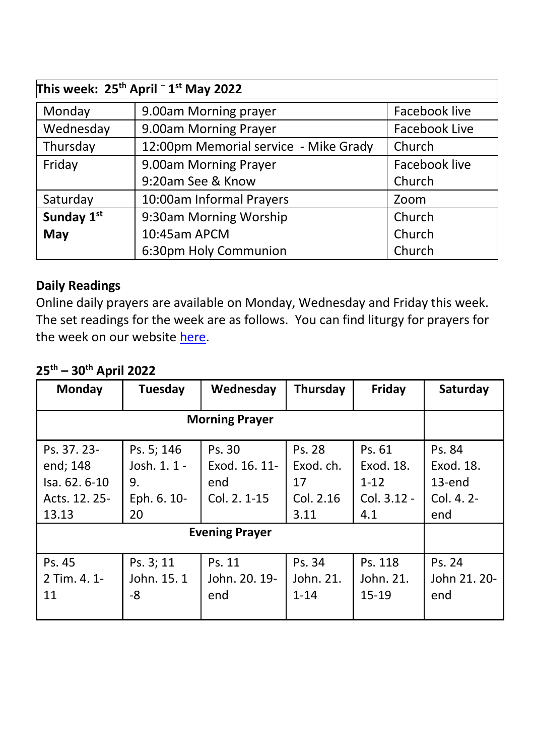| This week: 25th April – 1st May 2022 | | |
|---|---|---|
| Monday | 9.00am Morning prayer | Facebook live |
| Wednesday | 9.00am Morning Prayer | Facebook Live |
| Thursday | 12:00pm Memorial service - Mike Grady | Church |
| Friday | 9.00am Morning Prayer<br>9:20am See & Know | Facebook live<br>Church |
| Saturday | 10:00am Informal Prayers | Zoom |
| **Sunday 1st May** | 9:30am Morning Worship<br>10:45am APCM<br>6:30pm Holy Communion | Church<br>Church<br>Church |

**Daily Readings**

Online daily prayers are available on Monday, Wednesday and Friday this week. The set readings for the week are as follows. You can find liturgy for prayers for the week on our website here.

**25th – 30th April 2022**

| Monday | Tuesday | Wednesday | Thursday | Friday | Saturday |
|---|---|---|---|---|---|
| **Morning Prayer** | | | | | |
| Ps. 37. 23-end; 148<br>Isa. 62. 6-10<br>Acts. 12. 25-13.13 | Ps. 5; 146<br>Josh. 1. 1 - 9.<br>Eph. 6. 10-20 | Ps. 30<br>Exod. 16. 11-end<br>Col. 2. 1-15 | Ps. 28<br>Exod. ch. 17<br>Col. 2.16 3.11 | Ps. 61<br>Exod. 18. 1-12<br>Col. 3.12 - 4.1 | Ps. 84<br>Exod. 18. 13-end<br>Col. 4. 2-end |
| **Evening Prayer** | | | | | |
| Ps. 45<br>2 Tim. 4. 1-11 | Ps. 3; 11<br>John. 15. 1 -8 | Ps. 11<br>John. 20. 19-end | Ps. 34<br>John. 21. 1-14 | Ps. 118<br>John. 21. 15-19 | Ps. 24<br>John 21. 20-end |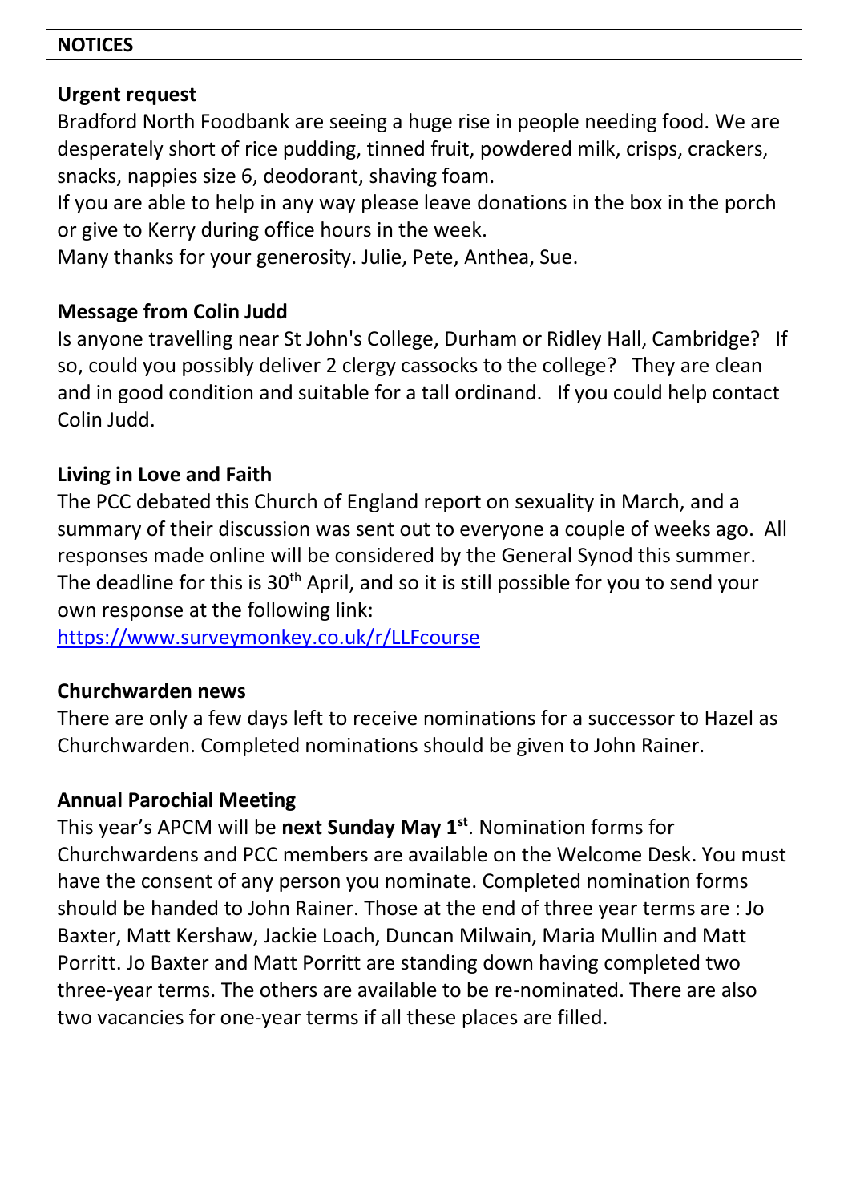## NOTICES

### Urgent request

Bradford North Foodbank are seeing a huge rise in people needing food. We are desperately short of rice pudding, tinned fruit, powdered milk, crisps, crackers, snacks, nappies size 6, deodorant, shaving foam.

If you are able to help in any way please leave donations in the box in the porch or give to Kerry during office hours in the week.

Many thanks for your generosity. Julie, Pete, Anthea, Sue.

### Message from Colin Judd

Is anyone travelling near St John's College, Durham or Ridley Hall, Cambridge? If so, could you possibly deliver 2 clergy cassocks to the college? They are clean and in good condition and suitable for a tall ordinand. If you could help contact Colin Judd.

### Living in Love and Faith

The PCC debated this Church of England report on sexuality in March, and a summary of their discussion was sent out to everyone a couple of weeks ago. All responses made online will be considered by the General Synod this summer. The deadline for this is 30th April, and so it is still possible for you to send your own response at the following link:

https://www.surveymonkey.co.uk/r/LLFcourse

### Churchwarden news

There are only a few days left to receive nominations for a successor to Hazel as Churchwarden. Completed nominations should be given to John Rainer.

### Annual Parochial Meeting

This year's APCM will be **next Sunday May 1st**. Nomination forms for Churchwardens and PCC members are available on the Welcome Desk. You must have the consent of any person you nominate. Completed nomination forms should be handed to John Rainer. Those at the end of three year terms are : Jo Baxter, Matt Kershaw, Jackie Loach, Duncan Milwain, Maria Mullin and Matt Porritt. Jo Baxter and Matt Porritt are standing down having completed two three-year terms. The others are available to be re-nominated. There are also two vacancies for one-year terms if all these places are filled.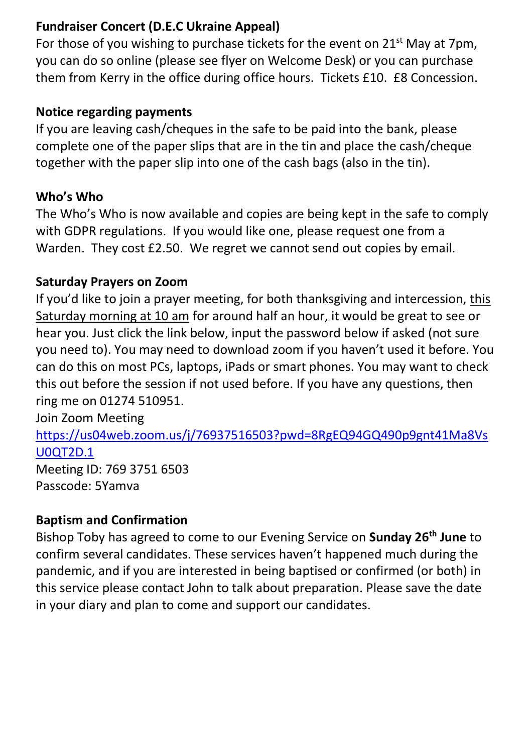**Fundraiser Concert (D.E.C Ukraine Appeal)**

For those of you wishing to purchase tickets for the event on 21st May at 7pm, you can do so online (please see flyer on Welcome Desk) or you can purchase them from Kerry in the office during office hours. Tickets £10. £8 Concession.

**Notice regarding payments**

If you are leaving cash/cheques in the safe to be paid into the bank, please complete one of the paper slips that are in the tin and place the cash/cheque together with the paper slip into one of the cash bags (also in the tin).

**Who's Who**

The Who's Who is now available and copies are being kept in the safe to comply with GDPR regulations. If you would like one, please request one from a Warden. They cost £2.50. We regret we cannot send out copies by email.

**Saturday Prayers on Zoom**

If you'd like to join a prayer meeting, for both thanksgiving and intercession, this Saturday morning at 10 am for around half an hour, it would be great to see or hear you. Just click the link below, input the password below if asked (not sure you need to). You may need to download zoom if you haven't used it before. You can do this on most PCs, laptops, iPads or smart phones. You may want to check this out before the session if not used before. If you have any questions, then ring me on 01274 510951.

Join Zoom Meeting

https://us04web.zoom.us/j/76937516503?pwd=8RgEQ94GQ490p9gnt41Ma8VsU0QT2D.1

Meeting ID: 769 3751 6503

Passcode: 5Yamva

**Baptism and Confirmation**

Bishop Toby has agreed to come to our Evening Service on **Sunday 26th June** to confirm several candidates. These services haven't happened much during the pandemic, and if you are interested in being baptised or confirmed (or both) in this service please contact John to talk about preparation. Please save the date in your diary and plan to come and support our candidates.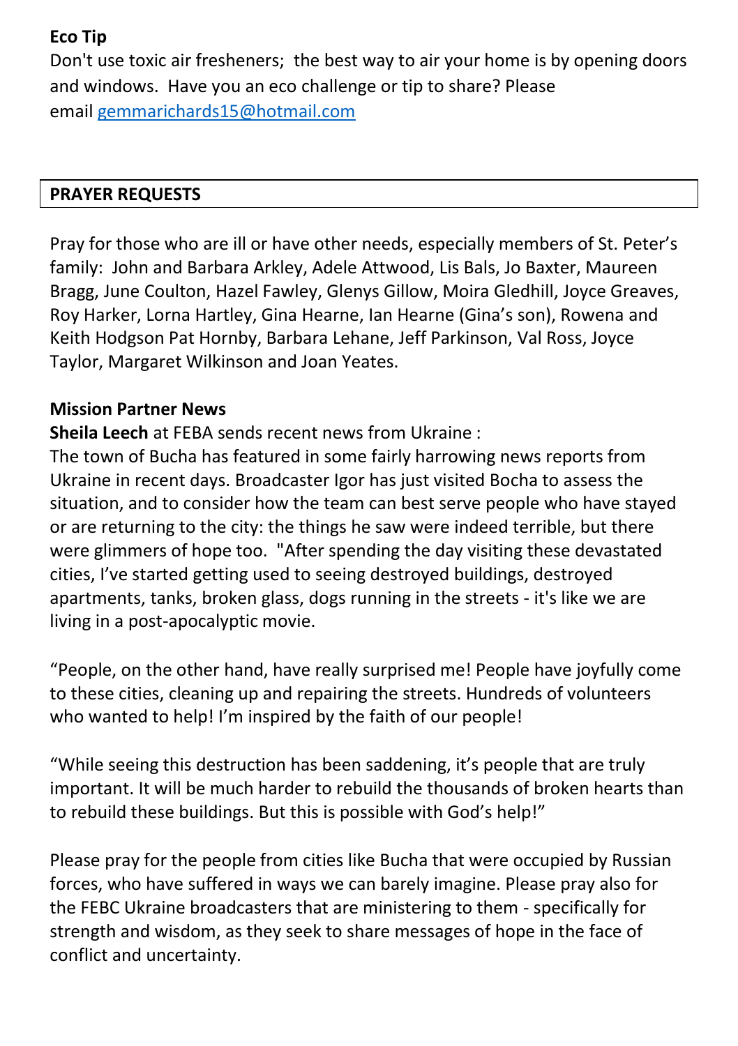**Eco Tip**

Don't use toxic air fresheners; the best way to air your home is by opening doors and windows. Have you an eco challenge or tip to share? Please email gemmarichards15@hotmail.com

## PRAYER REQUESTS

Pray for those who are ill or have other needs, especially members of St. Peter's family: John and Barbara Arkley, Adele Attwood, Lis Bals, Jo Baxter, Maureen Bragg, June Coulton, Hazel Fawley, Glenys Gillow, Moira Gledhill, Joyce Greaves, Roy Harker, Lorna Hartley, Gina Hearne, Ian Hearne (Gina's son), Rowena and Keith Hodgson Pat Hornby, Barbara Lehane, Jeff Parkinson, Val Ross, Joyce Taylor, Margaret Wilkinson and Joan Yeates.

**Mission Partner News**

**Sheila Leech** at FEBA sends recent news from Ukraine :

The town of Bucha has featured in some fairly harrowing news reports from Ukraine in recent days. Broadcaster Igor has just visited Bocha to assess the situation, and to consider how the team can best serve people who have stayed or are returning to the city: the things he saw were indeed terrible, but there were glimmers of hope too. "After spending the day visiting these devastated cities, I've started getting used to seeing destroyed buildings, destroyed apartments, tanks, broken glass, dogs running in the streets - it's like we are living in a post-apocalyptic movie.

"People, on the other hand, have really surprised me! People have joyfully come to these cities, cleaning up and repairing the streets. Hundreds of volunteers who wanted to help! I'm inspired by the faith of our people!

"While seeing this destruction has been saddening, it's people that are truly important. It will be much harder to rebuild the thousands of broken hearts than to rebuild these buildings. But this is possible with God's help!"

Please pray for the people from cities like Bucha that were occupied by Russian forces, who have suffered in ways we can barely imagine. Please pray also for the FEBC Ukraine broadcasters that are ministering to them - specifically for strength and wisdom, as they seek to share messages of hope in the face of conflict and uncertainty.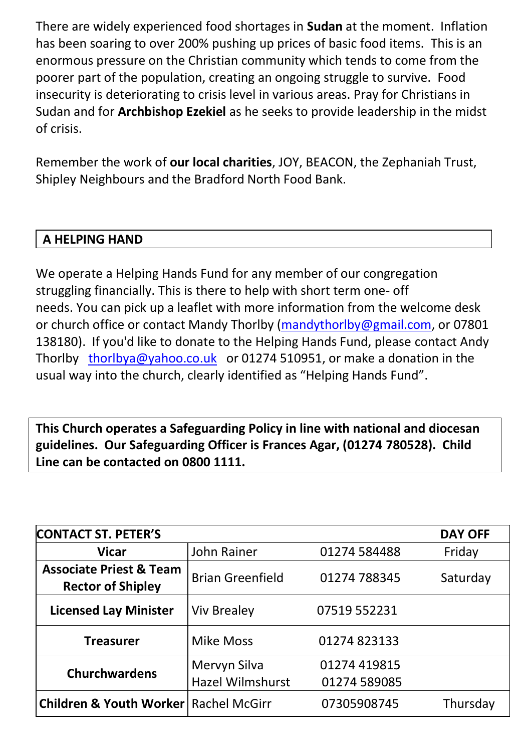There are widely experienced food shortages in **Sudan** at the moment. Inflation has been soaring to over 200% pushing up prices of basic food items. This is an enormous pressure on the Christian community which tends to come from the poorer part of the population, creating an ongoing struggle to survive. Food insecurity is deteriorating to crisis level in various areas. Pray for Christians in Sudan and for **Archbishop Ezekiel** as he seeks to provide leadership in the midst of crisis.

Remember the work of **our local charities**, JOY, BEACON, the Zephaniah Trust, Shipley Neighbours and the Bradford North Food Bank.

## A HELPING HAND

We operate a Helping Hands Fund for any member of our congregation struggling financially. This is there to help with short term one- off needs. You can pick up a leaflet with more information from the welcome desk or church office or contact Mandy Thorlby (mandythorlby@gmail.com, or 07801 138180). If you'd like to donate to the Helping Hands Fund, please contact Andy Thorlby thorlbya@yahoo.co.uk or 01274 510951, or make a donation in the usual way into the church, clearly identified as "Helping Hands Fund".

**This Church operates a Safeguarding Policy in line with national and diocesan guidelines. Our Safeguarding Officer is Frances Agar, (01274 780528). Child Line can be contacted on 0800 1111.**

| CONTACT ST. PETER'S | | | DAY OFF |
|---|---|---|---|
| **Vicar** | John Rainer | 01274 584488 | Friday |
| **Associate Priest & Team Rector of Shipley** | Brian Greenfield | 01274 788345 | Saturday |
| **Licensed Lay Minister** | Viv Brealey | 07519 552231 | |
| **Treasurer** | Mike Moss | 01274 823133 | |
| **Churchwardens** | Mervyn Silva<br>Hazel Wilmshurst | 01274 419815<br>01274 589085 | |
| **Children & Youth Worker** | Rachel McGirr | 07305908745 | Thursday |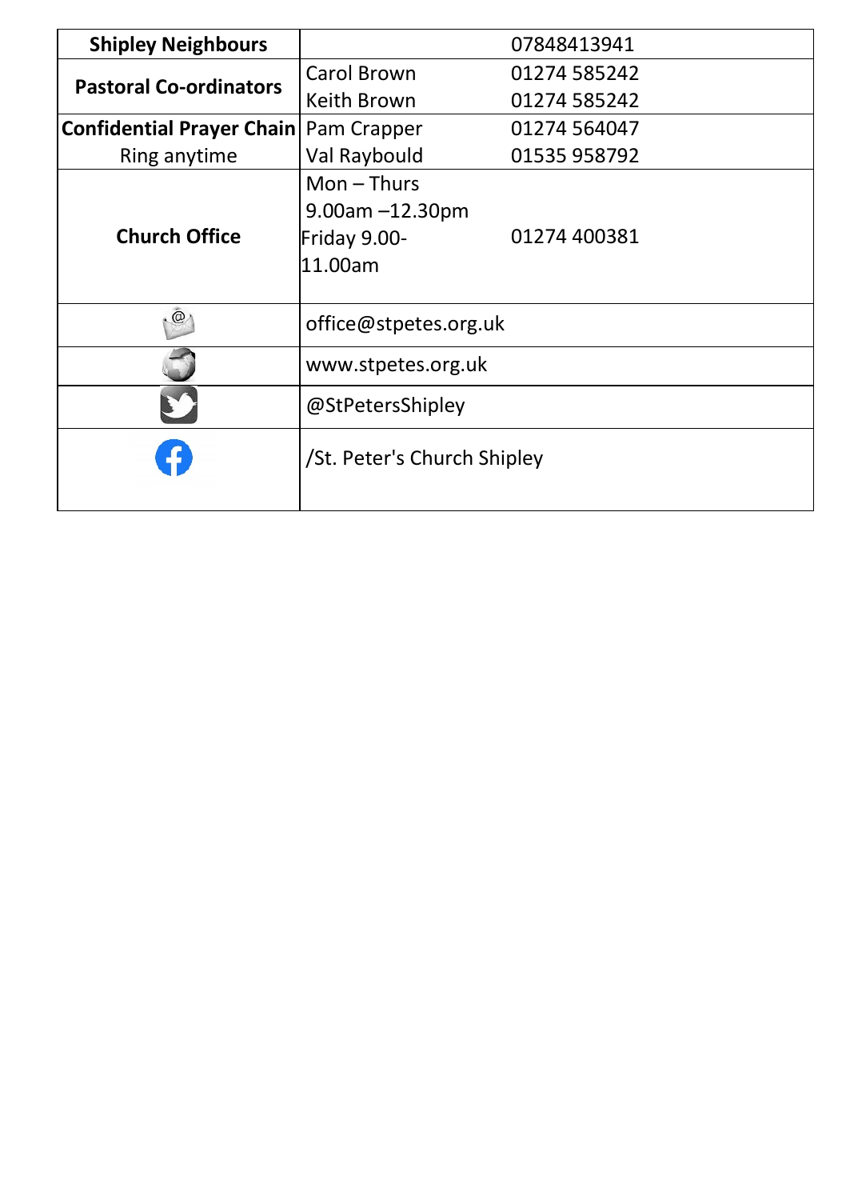| | | |
|---|---|---|
| **Shipley Neighbours** | | 07848413941 |
| **Pastoral Co-ordinators** | Carol Brown | 01274 585242 |
| | Keith Brown | 01274 585242 |
| **Confidential Prayer Chain** | Pam Crapper | 01274 564047 |
| Ring anytime | Val Raybould | 01535 958792 |
| **Church Office** | Mon – Thurs 9.00am –12.30pm Friday 9.00-11.00am | 01274 400381 |
| | office@stpetes.org.uk | |
| | www.stpetes.org.uk | |
| | @StPetersShipley | |
| | /St. Peter's Church Shipley | |